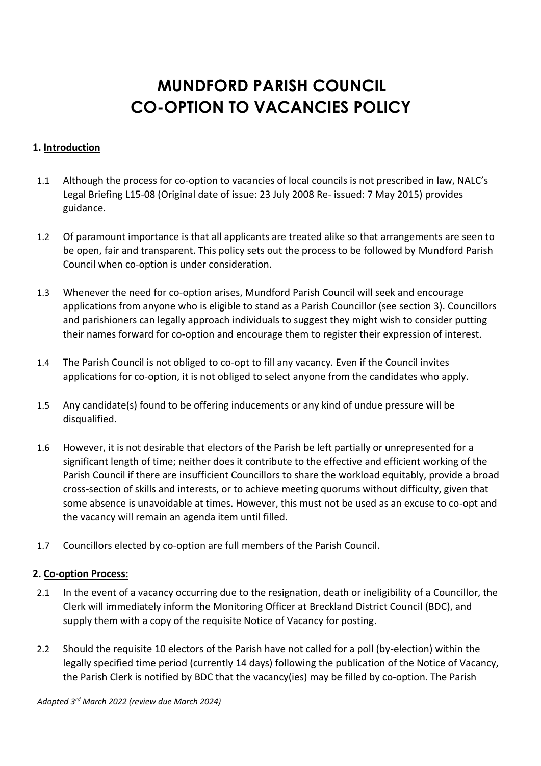# MUNDFORD PARISH COUNCIL
# CO-OPTION TO VACANCIES POLICY

## 1. Introduction

1.1 Although the process for co-option to vacancies of local councils is not prescribed in law, NALC's Legal Briefing L15-08 (Original date of issue: 23 July 2008 Re- issued: 7 May 2015) provides guidance.

1.2 Of paramount importance is that all applicants are treated alike so that arrangements are seen to be open, fair and transparent. This policy sets out the process to be followed by Mundford Parish Council when co-option is under consideration.

1.3 Whenever the need for co-option arises, Mundford Parish Council will seek and encourage applications from anyone who is eligible to stand as a Parish Councillor (see section 3). Councillors and parishioners can legally approach individuals to suggest they might wish to consider putting their names forward for co-option and encourage them to register their expression of interest.

1.4 The Parish Council is not obliged to co-opt to fill any vacancy. Even if the Council invites applications for co-option, it is not obliged to select anyone from the candidates who apply.

1.5 Any candidate(s) found to be offering inducements or any kind of undue pressure will be disqualified.

1.6 However, it is not desirable that electors of the Parish be left partially or unrepresented for a significant length of time; neither does it contribute to the effective and efficient working of the Parish Council if there are insufficient Councillors to share the workload equitably, provide a broad cross-section of skills and interests, or to achieve meeting quorums without difficulty, given that some absence is unavoidable at times. However, this must not be used as an excuse to co-opt and the vacancy will remain an agenda item until filled.

1.7 Councillors elected by co-option are full members of the Parish Council.

## 2. Co-option Process:

2.1 In the event of a vacancy occurring due to the resignation, death or ineligibility of a Councillor, the Clerk will immediately inform the Monitoring Officer at Breckland District Council (BDC), and supply them with a copy of the requisite Notice of Vacancy for posting.

2.2 Should the requisite 10 electors of the Parish have not called for a poll (by-election) within the legally specified time period (currently 14 days) following the publication of the Notice of Vacancy, the Parish Clerk is notified by BDC that the vacancy(ies) may be filled by co-option. The Parish

*Adopted 3rd March 2022 (review due March 2024)*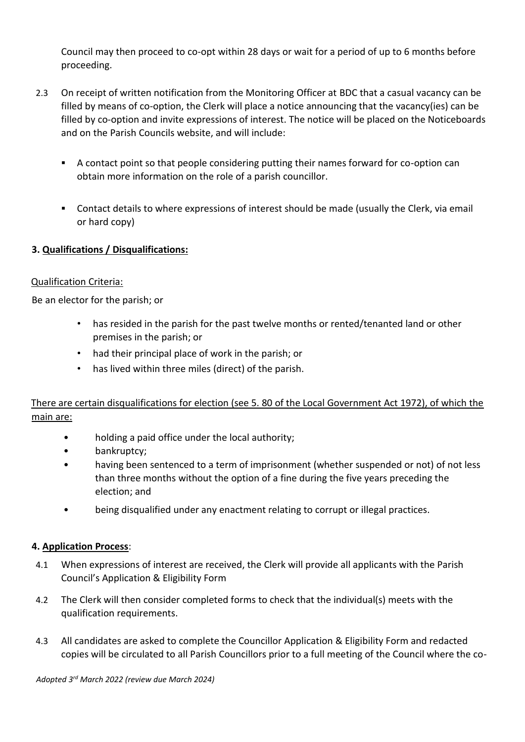Council may then proceed to co-opt within 28 days or wait for a period of up to 6 months before proceeding.

2.3 On receipt of written notification from the Monitoring Officer at BDC that a casual vacancy can be filled by means of co-option, the Clerk will place a notice announcing that the vacancy(ies) can be filled by co-option and invite expressions of interest. The notice will be placed on the Noticeboards and on the Parish Councils website, and will include:

- A contact point so that people considering putting their names forward for co-option can obtain more information on the role of a parish councillor.
- Contact details to where expressions of interest should be made (usually the Clerk, via email or hard copy)

## 3. Qualifications / Disqualifications:

Qualification Criteria:

Be an elector for the parish; or

- has resided in the parish for the past twelve months or rented/tenanted land or other premises in the parish; or
- had their principal place of work in the parish; or
- has lived within three miles (direct) of the parish.

There are certain disqualifications for election (see 5. 80 of the Local Government Act 1972), of which the main are:

- holding a paid office under the local authority;
- bankruptcy;
- having been sentenced to a term of imprisonment (whether suspended or not) of not less than three months without the option of a fine during the five years preceding the election; and
- being disqualified under any enactment relating to corrupt or illegal practices.

## 4. Application Process:

4.1 When expressions of interest are received, the Clerk will provide all applicants with the Parish Council's Application & Eligibility Form

4.2 The Clerk will then consider completed forms to check that the individual(s) meets with the qualification requirements.

4.3 All candidates are asked to complete the Councillor Application & Eligibility Form and redacted copies will be circulated to all Parish Councillors prior to a full meeting of the Council where the co-

*Adopted 3rd March 2022 (review due March 2024)*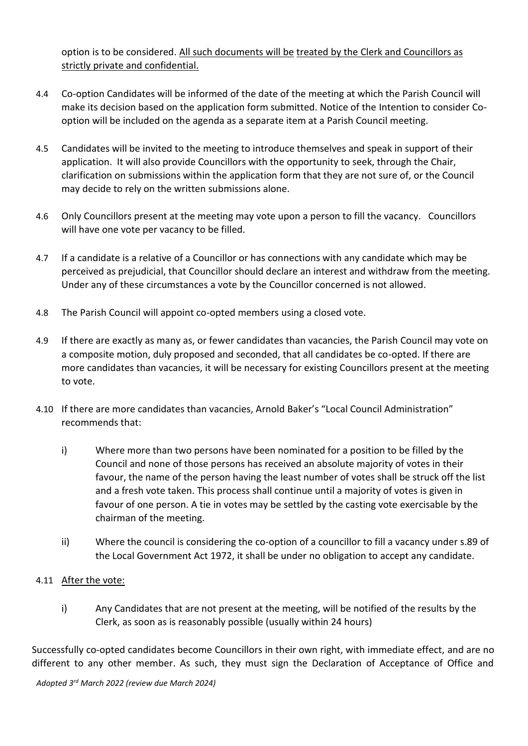option is to be considered. <u>All such documents will be</u> <u>treated by the Clerk and Councillors as strictly private and confidential.</u>

4.4 Co-option Candidates will be informed of the date of the meeting at which the Parish Council will make its decision based on the application form submitted. Notice of the Intention to consider Co-option will be included on the agenda as a separate item at a Parish Council meeting.

4.5 Candidates will be invited to the meeting to introduce themselves and speak in support of their application. It will also provide Councillors with the opportunity to seek, through the Chair, clarification on submissions within the application form that they are not sure of, or the Council may decide to rely on the written submissions alone.

4.6 Only Councillors present at the meeting may vote upon a person to fill the vacancy. Councillors will have one vote per vacancy to be filled.

4.7 If a candidate is a relative of a Councillor or has connections with any candidate which may be perceived as prejudicial, that Councillor should declare an interest and withdraw from the meeting. Under any of these circumstances a vote by the Councillor concerned is not allowed.

4.8 The Parish Council will appoint co-opted members using a closed vote.

4.9 If there are exactly as many as, or fewer candidates than vacancies, the Parish Council may vote on a composite motion, duly proposed and seconded, that all candidates be co-opted. If there are more candidates than vacancies, it will be necessary for existing Councillors present at the meeting to vote.

4.10 If there are more candidates than vacancies, Arnold Baker's "Local Council Administration" recommends that:

i) Where more than two persons have been nominated for a position to be filled by the Council and none of those persons has received an absolute majority of votes in their favour, the name of the person having the least number of votes shall be struck off the list and a fresh vote taken. This process shall continue until a majority of votes is given in favour of one person. A tie in votes may be settled by the casting vote exercisable by the chairman of the meeting.

ii) Where the council is considering the co-option of a councillor to fill a vacancy under s.89 of the Local Government Act 1972, it shall be under no obligation to accept any candidate.

4.11 <u>After the vote:</u>

i) Any Candidates that are not present at the meeting, will be notified of the results by the Clerk, as soon as is reasonably possible (usually within 24 hours)

Successfully co-opted candidates become Councillors in their own right, with immediate effect, and are no different to any other member. As such, they must sign the Declaration of Acceptance of Office and

*Adopted 3rd March 2022 (review due March 2024)*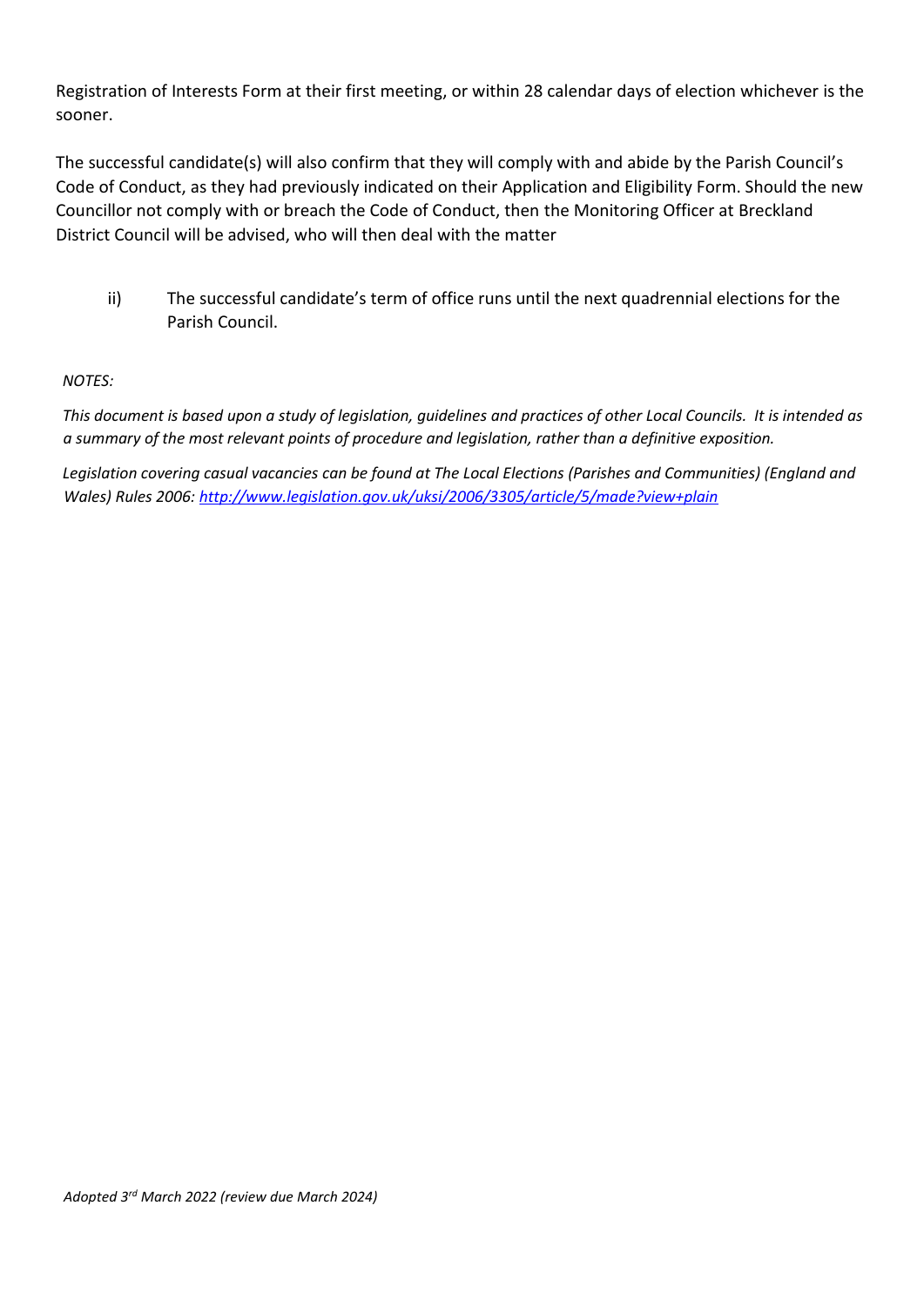Registration of Interests Form at their first meeting, or within 28 calendar days of election whichever is the sooner.

The successful candidate(s) will also confirm that they will comply with and abide by the Parish Council's Code of Conduct, as they had previously indicated on their Application and Eligibility Form. Should the new Councillor not comply with or breach the Code of Conduct, then the Monitoring Officer at Breckland District Council will be advised, who will then deal with the matter

ii) The successful candidate's term of office runs until the next quadrennial elections for the Parish Council.

*NOTES:*

*This document is based upon a study of legislation, guidelines and practices of other Local Councils. It is intended as a summary of the most relevant points of procedure and legislation, rather than a definitive exposition.*

*Legislation covering casual vacancies can be found at The Local Elections (Parishes and Communities) (England and Wales) Rules 2006: [http://www.legislation.gov.uk/uksi/2006/3305/article/5/made?view+plain](http://www.legislation.gov.uk/uksi/2006/3305/article/5/made?view+plain)*

*Adopted 3rd March 2022 (review due March 2024)*